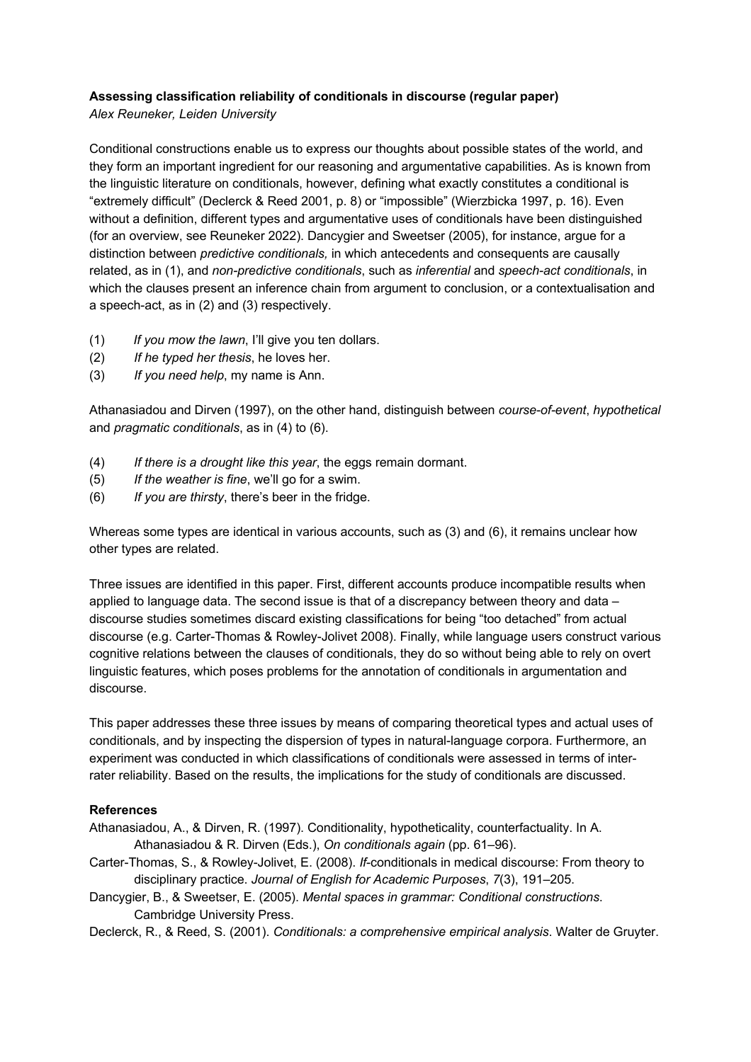**Assessing classification reliability of conditionals in discourse (regular paper)**

*Alex Reuneker, Leiden University*

Conditional constructions enable us to express our thoughts about possible states of the world, and they form an important ingredient for our reasoning and argumentative capabilities. As is known from the linguistic literature on conditionals, however, defining what exactly constitutes a conditional is "extremely difficult" (Declerck & Reed 2001, p. 8) or "impossible" (Wierzbicka 1997, p. 16). Even without a definition, different types and argumentative uses of conditionals have been distinguished (for an overview, see Reuneker 2022). Dancygier and Sweetser (2005), for instance, argue for a distinction between *predictive conditionals,* in which antecedents and consequents are causally related, as in (1), and *non-predictive conditionals*, such as *inferential* and *speech-act conditionals*, in which the clauses present an inference chain from argument to conclusion, or a contextualisation and a speech-act, as in (2) and (3) respectively.

(1) *If you mow the lawn*, I'll give you ten dollars.
(2) *If he typed her thesis*, he loves her.
(3) *If you need help*, my name is Ann.

Athanasiadou and Dirven (1997), on the other hand, distinguish between *course-of-event*, *hypothetical* and *pragmatic conditionals*, as in (4) to (6).

(4) *If there is a drought like this year*, the eggs remain dormant.
(5) *If the weather is fine*, we'll go for a swim.
(6) *If you are thirsty*, there's beer in the fridge.

Whereas some types are identical in various accounts, such as (3) and (6), it remains unclear how other types are related.

Three issues are identified in this paper. First, different accounts produce incompatible results when applied to language data. The second issue is that of a discrepancy between theory and data – discourse studies sometimes discard existing classifications for being "too detached" from actual discourse (e.g. Carter-Thomas & Rowley-Jolivet 2008). Finally, while language users construct various cognitive relations between the clauses of conditionals, they do so without being able to rely on overt linguistic features, which poses problems for the annotation of conditionals in argumentation and discourse.

This paper addresses these three issues by means of comparing theoretical types and actual uses of conditionals, and by inspecting the dispersion of types in natural-language corpora. Furthermore, an experiment was conducted in which classifications of conditionals were assessed in terms of inter-rater reliability. Based on the results, the implications for the study of conditionals are discussed.

**References**

Athanasiadou, A., & Dirven, R. (1997). Conditionality, hypotheticality, counterfactuality. In A. Athanasiadou & R. Dirven (Eds.), *On conditionals again* (pp. 61–96).

Carter-Thomas, S., & Rowley-Jolivet, E. (2008). *If*-conditionals in medical discourse: From theory to disciplinary practice. *Journal of English for Academic Purposes*, *7*(3), 191–205.

Dancygier, B., & Sweetser, E. (2005). *Mental spaces in grammar: Conditional constructions*. Cambridge University Press.

Declerck, R., & Reed, S. (2001). *Conditionals: a comprehensive empirical analysis*. Walter de Gruyter.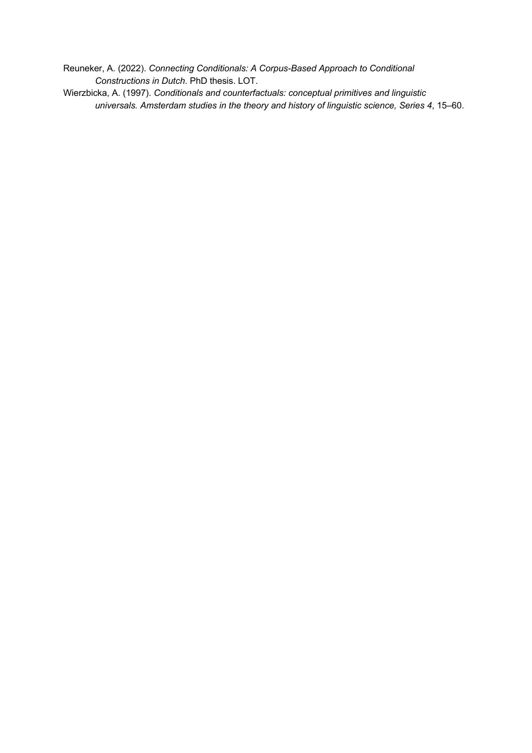Reuneker, A. (2022). *Connecting Conditionals: A Corpus-Based Approach to Conditional Constructions in Dutch*. PhD thesis. LOT.

Wierzbicka, A. (1997). *Conditionals and counterfactuals: conceptual primitives and linguistic universals. Amsterdam studies in the theory and history of linguistic science, Series 4*, 15–60.